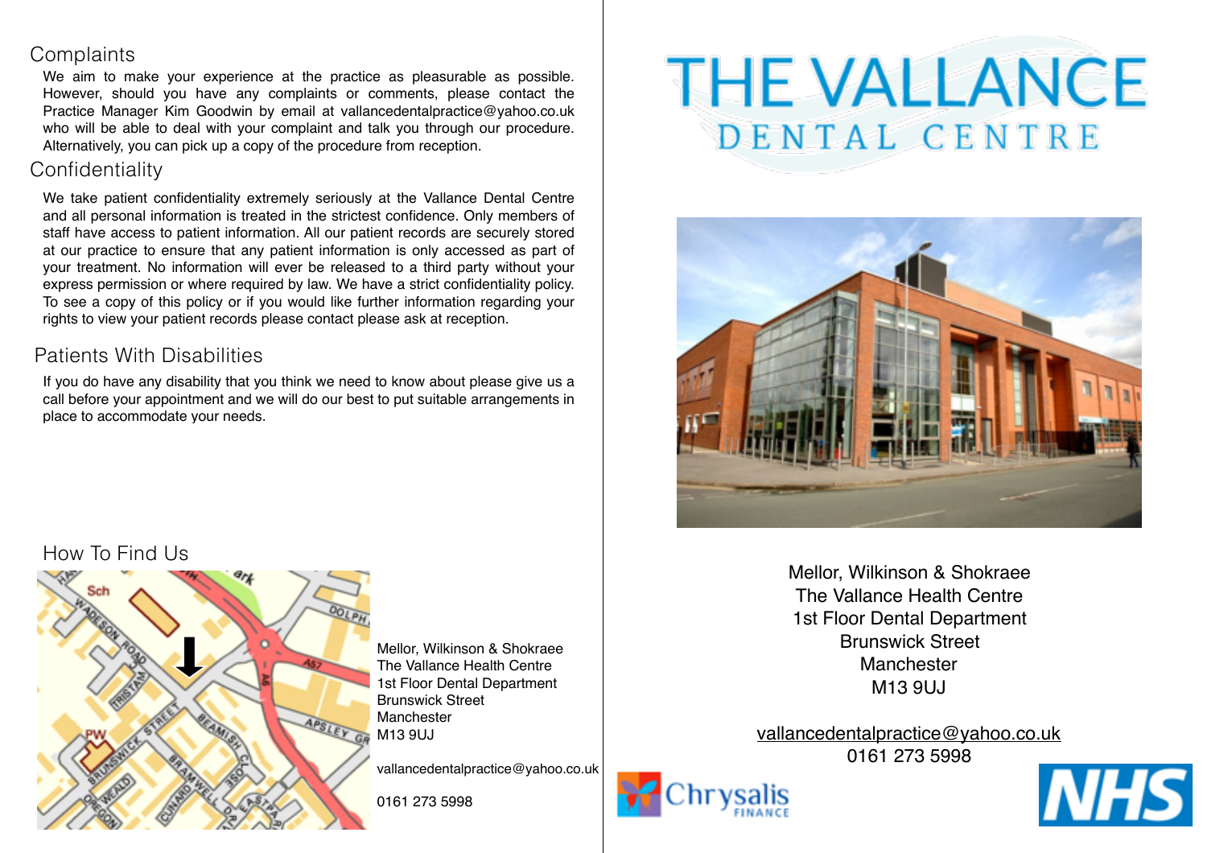## Complaints

We aim to make your experience at the practice as pleasurable as possible. However, should you have any complaints or comments, please contact the Practice Manager Kim Goodwin by email at vallancedentalpractice@yahoo.co.uk who will be able to deal with your complaint and talk you through our procedure. Alternatively, you can pick up a copy of the procedure from reception.

## Confidentiality

We take patient confidentiality extremely seriously at the Vallance Dental Centre and all personal information is treated in the strictest confidence. Only members of staff have access to patient information. All our patient records are securely stored at our practice to ensure that any patient information is only accessed as part of your treatment. No information will ever be released to a third party without your express permission or where required by law. We have a strict confidentiality policy. To see a copy of this policy or if you would like further information regarding your rights to view your patient records please contact please ask at reception.

## Patients With Disabilities

If you do have any disability that you think we need to know about please give us a call before your appointment and we will do our best to put suitable arrangements in place to accommodate your needs.

## How To Find Us

Mellor, Wilkinson & Shokraee
The Vallance Health Centre
1st Floor Dental Department
Brunswick Street
Manchester
M13 9UJ

vallancedentalpractice@yahoo.co.uk

0161 273 5998

# THE VALLANCE DENTAL CENTRE

Mellor, Wilkinson & Shokraee
The Vallance Health Centre
1st Floor Dental Department
Brunswick Street
Manchester
M13 9UJ

vallancedentalpractice@yahoo.co.uk
0161 273 5998

Chrysalis FINANCE

NHS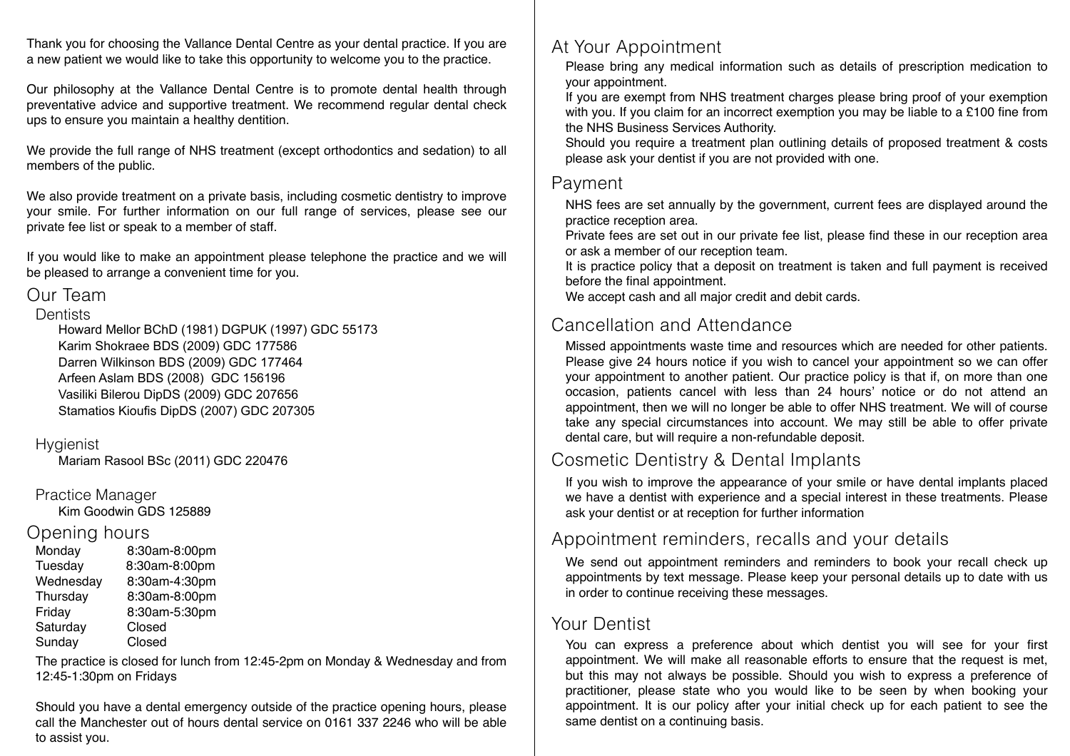Thank you for choosing the Vallance Dental Centre as your dental practice. If you are a new patient we would like to take this opportunity to welcome you to the practice.

Our philosophy at the Vallance Dental Centre is to promote dental health through preventative advice and supportive treatment. We recommend regular dental check ups to ensure you maintain a healthy dentition.

We provide the full range of NHS treatment (except orthodontics and sedation) to all members of the public.

We also provide treatment on a private basis, including cosmetic dentistry to improve your smile. For further information on our full range of services, please see our private fee list or speak to a member of staff.

If you would like to make an appointment please telephone the practice and we will be pleased to arrange a convenient time for you.

## Our Team

### Dentists

Howard Mellor BChD (1981) DGPUK (1997) GDC 55173
Karim Shokraee BDS (2009) GDC 177586
Darren Wilkinson BDS (2009) GDC 177464
Arfeen Aslam BDS (2008) GDC 156196
Vasiliki Bilerou DipDS (2009) GDC 207656
Stamatios Kioufis DipDS (2007) GDC 207305

### Hygienist

Mariam Rasool BSc (2011) GDC 220476

### Practice Manager

Kim Goodwin GDS 125889

## Opening hours

| | |
|---|---|
| Monday | 8:30am-8:00pm |
| Tuesday | 8:30am-8:00pm |
| Wednesday | 8:30am-4:30pm |
| Thursday | 8:30am-8:00pm |
| Friday | 8:30am-5:30pm |
| Saturday | Closed |
| Sunday | Closed |

The practice is closed for lunch from 12:45-2pm on Monday & Wednesday and from 12:45-1:30pm on Fridays

Should you have a dental emergency outside of the practice opening hours, please call the Manchester out of hours dental service on 0161 337 2246 who will be able to assist you.

## At Your Appointment

Please bring any medical information such as details of prescription medication to your appointment.
If you are exempt from NHS treatment charges please bring proof of your exemption with you. If you claim for an incorrect exemption you may be liable to a £100 fine from the NHS Business Services Authority.
Should you require a treatment plan outlining details of proposed treatment & costs please ask your dentist if you are not provided with one.

## Payment

NHS fees are set annually by the government, current fees are displayed around the practice reception area.
Private fees are set out in our private fee list, please find these in our reception area or ask a member of our reception team.
It is practice policy that a deposit on treatment is taken and full payment is received before the final appointment.
We accept cash and all major credit and debit cards.

## Cancellation and Attendance

Missed appointments waste time and resources which are needed for other patients. Please give 24 hours notice if you wish to cancel your appointment so we can offer your appointment to another patient. Our practice policy is that if, on more than one occasion, patients cancel with less than 24 hours' notice or do not attend an appointment, then we will no longer be able to offer NHS treatment. We will of course take any special circumstances into account. We may still be able to offer private dental care, but will require a non-refundable deposit.

## Cosmetic Dentistry & Dental Implants

If you wish to improve the appearance of your smile or have dental implants placed we have a dentist with experience and a special interest in these treatments. Please ask your dentist or at reception for further information

## Appointment reminders, recalls and your details

We send out appointment reminders and reminders to book your recall check up appointments by text message. Please keep your personal details up to date with us in order to continue receiving these messages.

## Your Dentist

You can express a preference about which dentist you will see for your first appointment. We will make all reasonable efforts to ensure that the request is met, but this may not always be possible. Should you wish to express a preference of practitioner, please state who you would like to be seen by when booking your appointment. It is our policy after your initial check up for each patient to see the same dentist on a continuing basis.